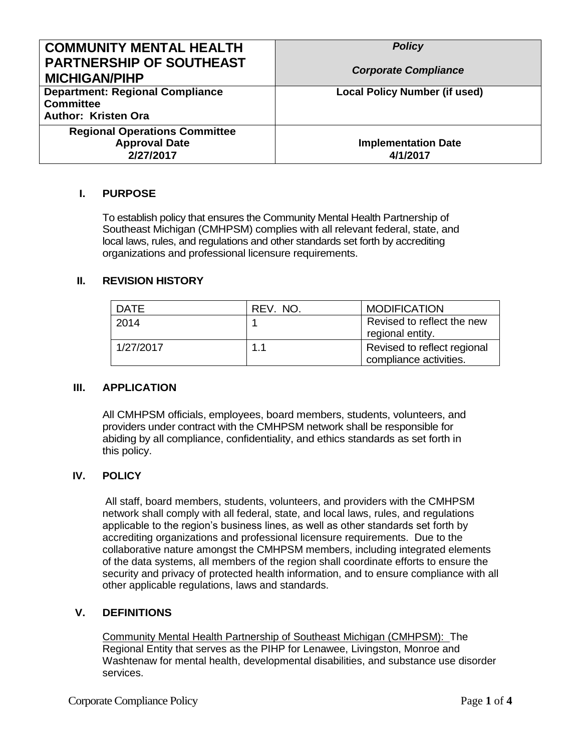| COMMUNITY MENTAL HEALTH PARTNERSHIP OF SOUTHEAST MICHIGAN/PIHP | *Policy* *Corporate Compliance* |
|---|---|
| **Department: Regional Compliance Committee** **Author: Kristen Ora** | **Local Policy Number (if used)** |
| **Regional Operations Committee Approval Date 2/27/2017** | **Implementation Date 4/1/2017** |

## I. PURPOSE

To establish policy that ensures the Community Mental Health Partnership of Southeast Michigan (CMHPSM) complies with all relevant federal, state, and local laws, rules, and regulations and other standards set forth by accrediting organizations and professional licensure requirements.

## II. REVISION HISTORY

| DATE | REV. NO. | MODIFICATION |
|---|---|---|
| 2014 | 1 | Revised to reflect the new regional entity. |
| 1/27/2017 | 1.1 | Revised to reflect regional compliance activities. |

## III. APPLICATION

All CMHPSM officials, employees, board members, students, volunteers, and providers under contract with the CMHPSM network shall be responsible for abiding by all compliance, confidentiality, and ethics standards as set forth in this policy.

## IV. POLICY

All staff, board members, students, volunteers, and providers with the CMHPSM network shall comply with all federal, state, and local laws, rules, and regulations applicable to the region's business lines, as well as other standards set forth by accrediting organizations and professional licensure requirements. Due to the collaborative nature amongst the CMHPSM members, including integrated elements of the data systems, all members of the region shall coordinate efforts to ensure the security and privacy of protected health information, and to ensure compliance with all other applicable regulations, laws and standards.

## V. DEFINITIONS

Community Mental Health Partnership of Southeast Michigan (CMHPSM): The Regional Entity that serves as the PIHP for Lenawee, Livingston, Monroe and Washtenaw for mental health, developmental disabilities, and substance use disorder services.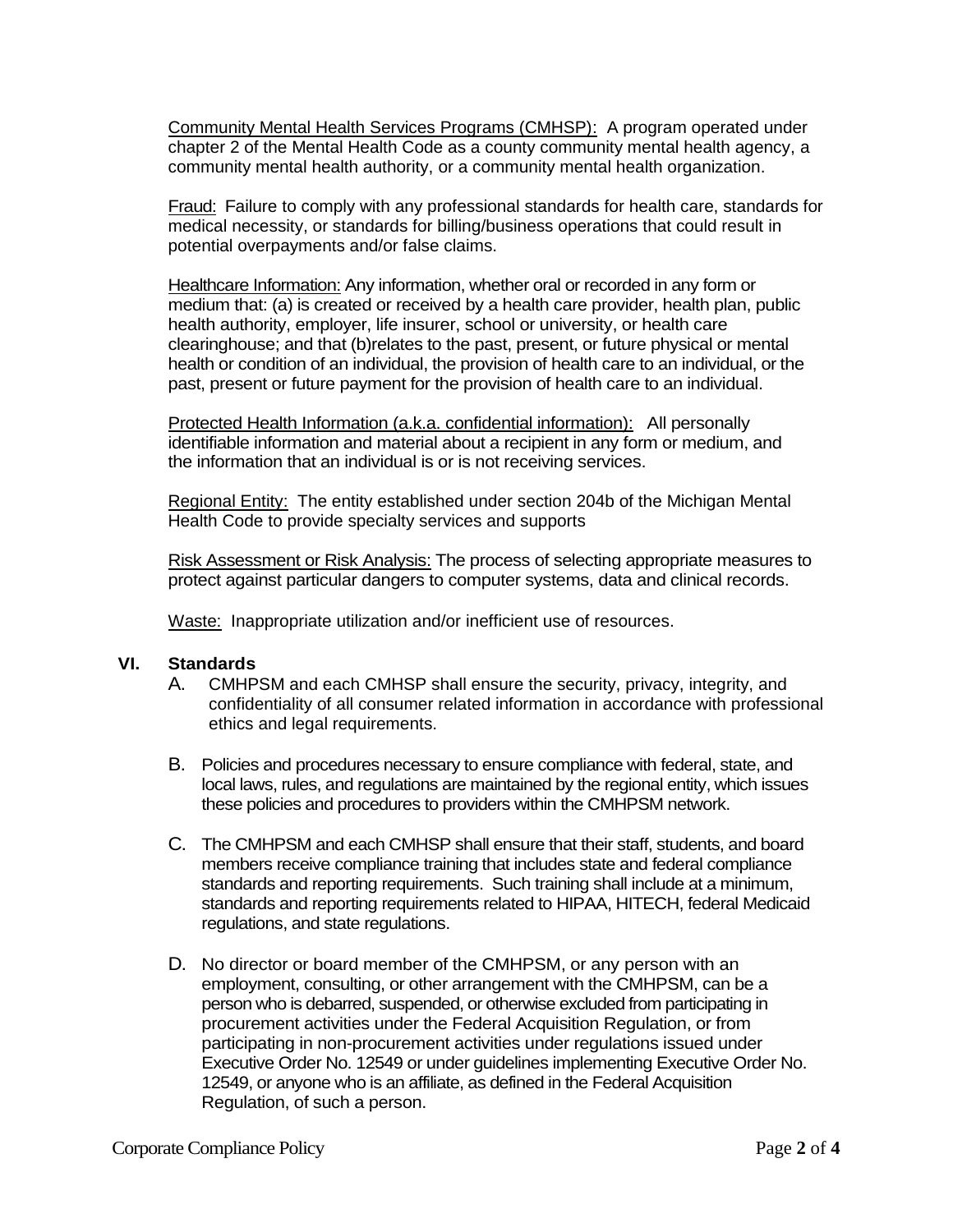Community Mental Health Services Programs (CMHSP): A program operated under chapter 2 of the Mental Health Code as a county community mental health agency, a community mental health authority, or a community mental health organization.

Fraud: Failure to comply with any professional standards for health care, standards for medical necessity, or standards for billing/business operations that could result in potential overpayments and/or false claims.

Healthcare Information: Any information, whether oral or recorded in any form or medium that: (a) is created or received by a health care provider, health plan, public health authority, employer, life insurer, school or university, or health care clearinghouse; and that (b)relates to the past, present, or future physical or mental health or condition of an individual, the provision of health care to an individual, or the past, present or future payment for the provision of health care to an individual.

Protected Health Information (a.k.a. confidential information): All personally identifiable information and material about a recipient in any form or medium, and the information that an individual is or is not receiving services.

Regional Entity: The entity established under section 204b of the Michigan Mental Health Code to provide specialty services and supports

Risk Assessment or Risk Analysis: The process of selecting appropriate measures to protect against particular dangers to computer systems, data and clinical records.

Waste: Inappropriate utilization and/or inefficient use of resources.

## VI. Standards

A. CMHPSM and each CMHSP shall ensure the security, privacy, integrity, and confidentiality of all consumer related information in accordance with professional ethics and legal requirements.

B. Policies and procedures necessary to ensure compliance with federal, state, and local laws, rules, and regulations are maintained by the regional entity, which issues these policies and procedures to providers within the CMHPSM network.

C. The CMHPSM and each CMHSP shall ensure that their staff, students, and board members receive compliance training that includes state and federal compliance standards and reporting requirements. Such training shall include at a minimum, standards and reporting requirements related to HIPAA, HITECH, federal Medicaid regulations, and state regulations.

D. No director or board member of the CMHPSM, or any person with an employment, consulting, or other arrangement with the CMHPSM, can be a person who is debarred, suspended, or otherwise excluded from participating in procurement activities under the Federal Acquisition Regulation, or from participating in non-procurement activities under regulations issued under Executive Order No. 12549 or under guidelines implementing Executive Order No. 12549, or anyone who is an affiliate, as defined in the Federal Acquisition Regulation, of such a person.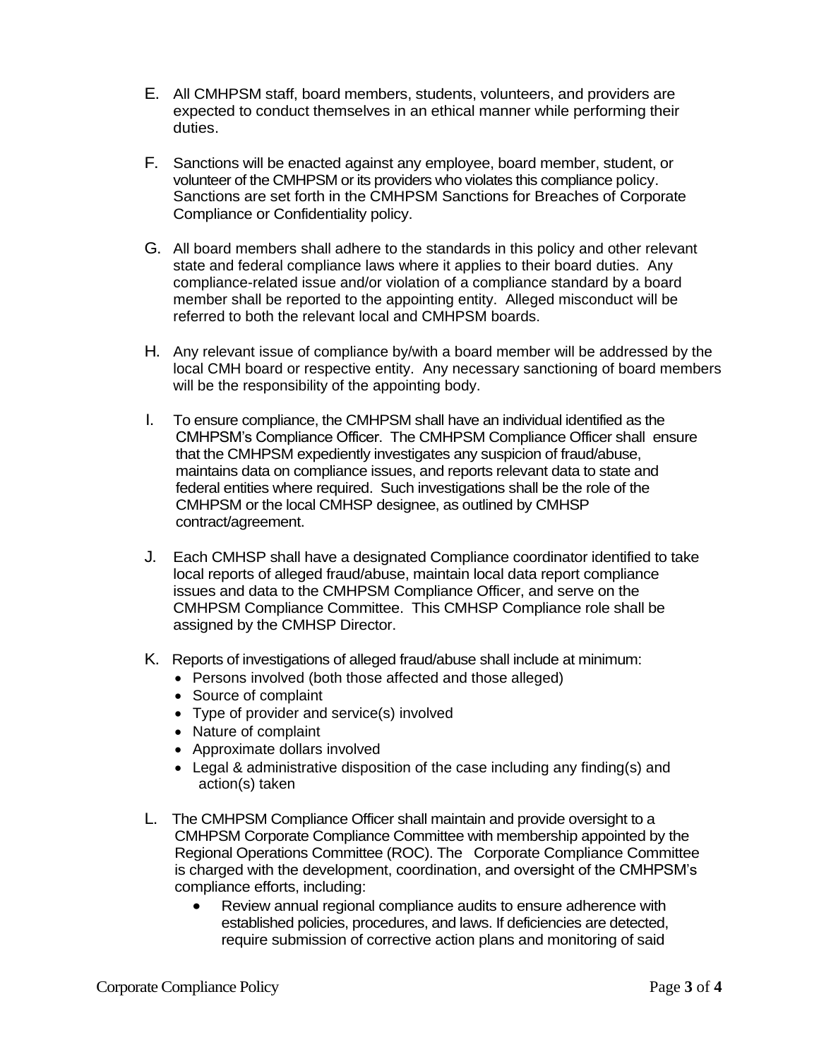E. All CMHPSM staff, board members, students, volunteers, and providers are expected to conduct themselves in an ethical manner while performing their duties.

F. Sanctions will be enacted against any employee, board member, student, or volunteer of the CMHPSM or its providers who violates this compliance policy. Sanctions are set forth in the CMHPSM Sanctions for Breaches of Corporate Compliance or Confidentiality policy.

G. All board members shall adhere to the standards in this policy and other relevant state and federal compliance laws where it applies to their board duties. Any compliance-related issue and/or violation of a compliance standard by a board member shall be reported to the appointing entity. Alleged misconduct will be referred to both the relevant local and CMHPSM boards.

H. Any relevant issue of compliance by/with a board member will be addressed by the local CMH board or respective entity. Any necessary sanctioning of board members will be the responsibility of the appointing body.

I. To ensure compliance, the CMHPSM shall have an individual identified as the CMHPSM's Compliance Officer. The CMHPSM Compliance Officer shall ensure that the CMHPSM expediently investigates any suspicion of fraud/abuse, maintains data on compliance issues, and reports relevant data to state and federal entities where required. Such investigations shall be the role of the CMHPSM or the local CMHSP designee, as outlined by CMHSP contract/agreement.

J. Each CMHSP shall have a designated Compliance coordinator identified to take local reports of alleged fraud/abuse, maintain local data report compliance issues and data to the CMHPSM Compliance Officer, and serve on the CMHPSM Compliance Committee. This CMHSP Compliance role shall be assigned by the CMHSP Director.

K. Reports of investigations of alleged fraud/abuse shall include at minimum:
- Persons involved (both those affected and those alleged)
- Source of complaint
- Type of provider and service(s) involved
- Nature of complaint
- Approximate dollars involved
- Legal & administrative disposition of the case including any finding(s) and action(s) taken

L. The CMHPSM Compliance Officer shall maintain and provide oversight to a CMHPSM Corporate Compliance Committee with membership appointed by the Regional Operations Committee (ROC). The Corporate Compliance Committee is charged with the development, coordination, and oversight of the CMHPSM's compliance efforts, including:
- Review annual regional compliance audits to ensure adherence with established policies, procedures, and laws. If deficiencies are detected, require submission of corrective action plans and monitoring of said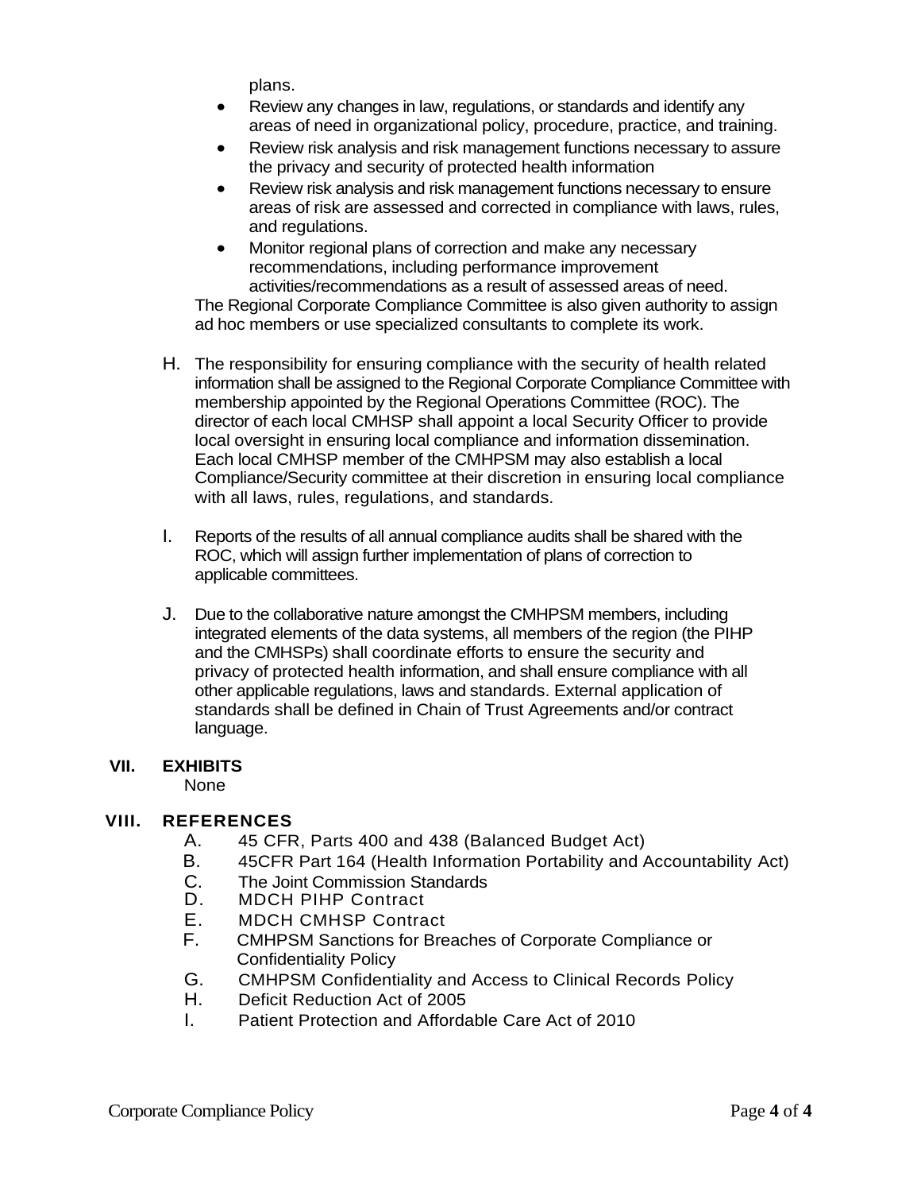plans.

- Review any changes in law, regulations, or standards and identify any areas of need in organizational policy, procedure, practice, and training.
- Review risk analysis and risk management functions necessary to assure the privacy and security of protected health information
- Review risk analysis and risk management functions necessary to ensure areas of risk are assessed and corrected in compliance with laws, rules, and regulations.
- Monitor regional plans of correction and make any necessary recommendations, including performance improvement activities/recommendations as a result of assessed areas of need.

The Regional Corporate Compliance Committee is also given authority to assign ad hoc members or use specialized consultants to complete its work.

H. The responsibility for ensuring compliance with the security of health related information shall be assigned to the Regional Corporate Compliance Committee with membership appointed by the Regional Operations Committee (ROC). The director of each local CMHSP shall appoint a local Security Officer to provide local oversight in ensuring local compliance and information dissemination. Each local CMHSP member of the CMHPSM may also establish a local Compliance/Security committee at their discretion in ensuring local compliance with all laws, rules, regulations, and standards.

I. Reports of the results of all annual compliance audits shall be shared with the ROC, which will assign further implementation of plans of correction to applicable committees.

J. Due to the collaborative nature amongst the CMHPSM members, including integrated elements of the data systems, all members of the region (the PIHP and the CMHSPs) shall coordinate efforts to ensure the security and privacy of protected health information, and shall ensure compliance with all other applicable regulations, laws and standards. External application of standards shall be defined in Chain of Trust Agreements and/or contract language.

## VII. EXHIBITS

None

## VIII. REFERENCES

A. 45 CFR, Parts 400 and 438 (Balanced Budget Act)
B. 45CFR Part 164 (Health Information Portability and Accountability Act)
C. The Joint Commission Standards
D. MDCH PIHP Contract
E. MDCH CMHSP Contract
F. CMHPSM Sanctions for Breaches of Corporate Compliance or Confidentiality Policy
G. CMHPSM Confidentiality and Access to Clinical Records Policy
H. Deficit Reduction Act of 2005
I. Patient Protection and Affordable Care Act of 2010